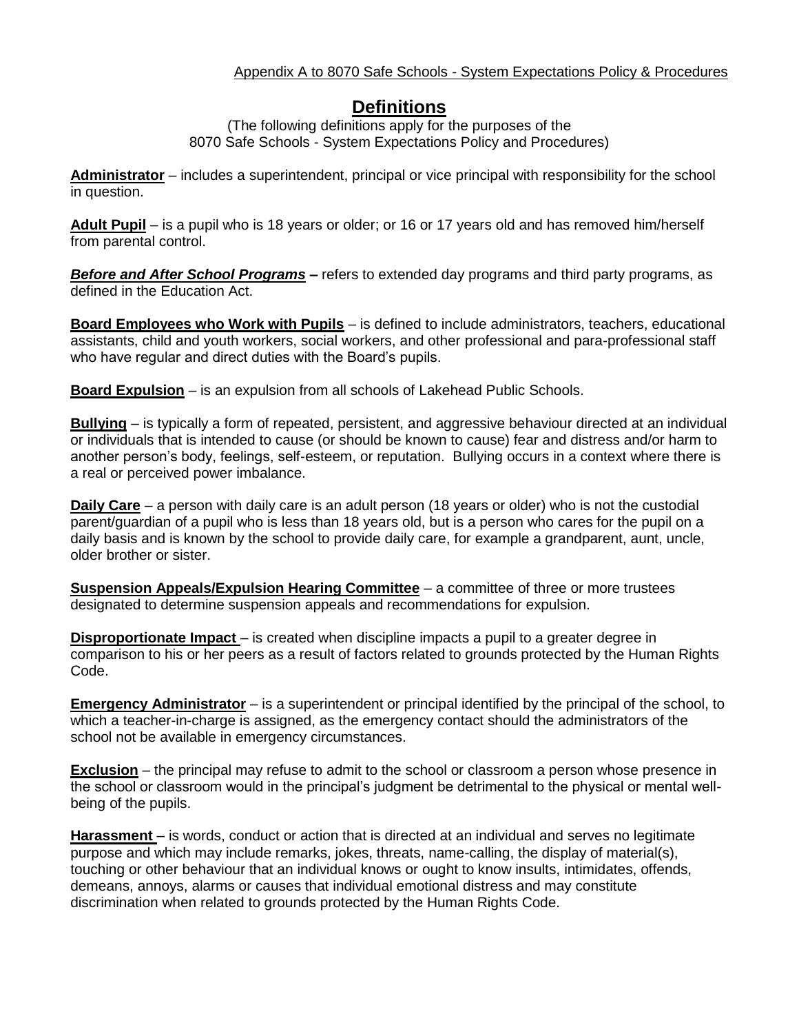Appendix A to 8070 Safe Schools - System Expectations Policy & Procedures

# Definitions

(The following definitions apply for the purposes of the 8070 Safe Schools - System Expectations Policy and Procedures)

**Administrator** – includes a superintendent, principal or vice principal with responsibility for the school in question.

**Adult Pupil** – is a pupil who is 18 years or older; or 16 or 17 years old and has removed him/herself from parental control.

***Before and After School Programs*** **–** refers to extended day programs and third party programs, as defined in the Education Act.

**Board Employees who Work with Pupils** – is defined to include administrators, teachers, educational assistants, child and youth workers, social workers, and other professional and para-professional staff who have regular and direct duties with the Board's pupils.

**Board Expulsion** – is an expulsion from all schools of Lakehead Public Schools.

**Bullying** – is typically a form of repeated, persistent, and aggressive behaviour directed at an individual or individuals that is intended to cause (or should be known to cause) fear and distress and/or harm to another person's body, feelings, self-esteem, or reputation. Bullying occurs in a context where there is a real or perceived power imbalance.

**Daily Care** – a person with daily care is an adult person (18 years or older) who is not the custodial parent/guardian of a pupil who is less than 18 years old, but is a person who cares for the pupil on a daily basis and is known by the school to provide daily care, for example a grandparent, aunt, uncle, older brother or sister.

**Suspension Appeals/Expulsion Hearing Committee** – a committee of three or more trustees designated to determine suspension appeals and recommendations for expulsion.

**Disproportionate Impact** – is created when discipline impacts a pupil to a greater degree in comparison to his or her peers as a result of factors related to grounds protected by the Human Rights Code.

**Emergency Administrator** – is a superintendent or principal identified by the principal of the school, to which a teacher-in-charge is assigned, as the emergency contact should the administrators of the school not be available in emergency circumstances.

**Exclusion** – the principal may refuse to admit to the school or classroom a person whose presence in the school or classroom would in the principal's judgment be detrimental to the physical or mental well-being of the pupils.

**Harassment** – is words, conduct or action that is directed at an individual and serves no legitimate purpose and which may include remarks, jokes, threats, name-calling, the display of material(s), touching or other behaviour that an individual knows or ought to know insults, intimidates, offends, demeans, annoys, alarms or causes that individual emotional distress and may constitute discrimination when related to grounds protected by the Human Rights Code.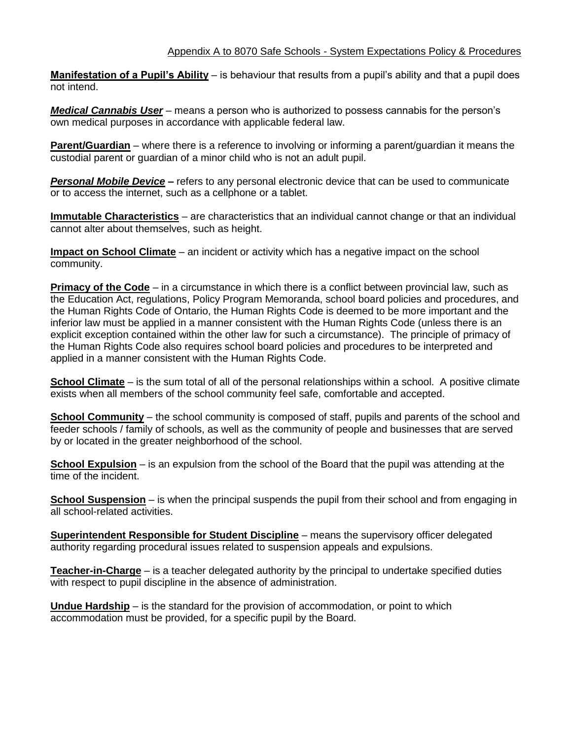**Manifestation of a Pupil's Ability** – is behaviour that results from a pupil's ability and that a pupil does not intend.

***Medical Cannabis User*** – means a person who is authorized to possess cannabis for the person's own medical purposes in accordance with applicable federal law.

**Parent/Guardian** – where there is a reference to involving or informing a parent/guardian it means the custodial parent or guardian of a minor child who is not an adult pupil.

***Personal Mobile Device*** **–** refers to any personal electronic device that can be used to communicate or to access the internet, such as a cellphone or a tablet.

**Immutable Characteristics** – are characteristics that an individual cannot change or that an individual cannot alter about themselves, such as height.

**Impact on School Climate** – an incident or activity which has a negative impact on the school community.

**Primacy of the Code** – in a circumstance in which there is a conflict between provincial law, such as the Education Act, regulations, Policy Program Memoranda, school board policies and procedures, and the Human Rights Code of Ontario, the Human Rights Code is deemed to be more important and the inferior law must be applied in a manner consistent with the Human Rights Code (unless there is an explicit exception contained within the other law for such a circumstance). The principle of primacy of the Human Rights Code also requires school board policies and procedures to be interpreted and applied in a manner consistent with the Human Rights Code.

**School Climate** – is the sum total of all of the personal relationships within a school. A positive climate exists when all members of the school community feel safe, comfortable and accepted.

**School Community** – the school community is composed of staff, pupils and parents of the school and feeder schools / family of schools, as well as the community of people and businesses that are served by or located in the greater neighborhood of the school.

**School Expulsion** – is an expulsion from the school of the Board that the pupil was attending at the time of the incident.

**School Suspension** – is when the principal suspends the pupil from their school and from engaging in all school-related activities.

**Superintendent Responsible for Student Discipline** – means the supervisory officer delegated authority regarding procedural issues related to suspension appeals and expulsions.

**Teacher-in-Charge** – is a teacher delegated authority by the principal to undertake specified duties with respect to pupil discipline in the absence of administration.

**Undue Hardship** – is the standard for the provision of accommodation, or point to which accommodation must be provided, for a specific pupil by the Board.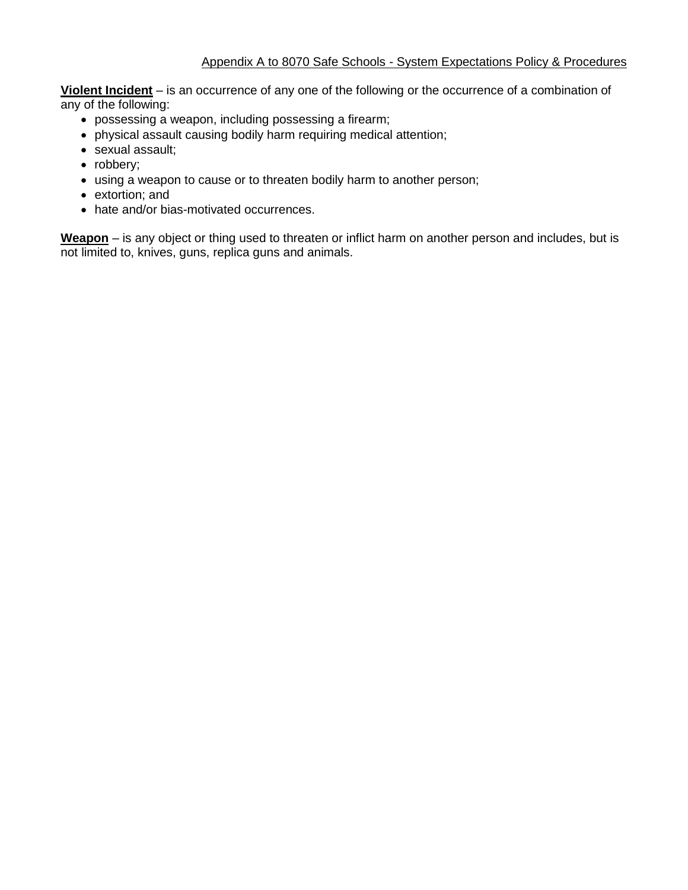**Violent Incident** – is an occurrence of any one of the following or the occurrence of a combination of any of the following:

- possessing a weapon, including possessing a firearm;
- physical assault causing bodily harm requiring medical attention;
- sexual assault;
- robbery;
- using a weapon to cause or to threaten bodily harm to another person;
- extortion; and
- hate and/or bias-motivated occurrences.

**Weapon** – is any object or thing used to threaten or inflict harm on another person and includes, but is not limited to, knives, guns, replica guns and animals.